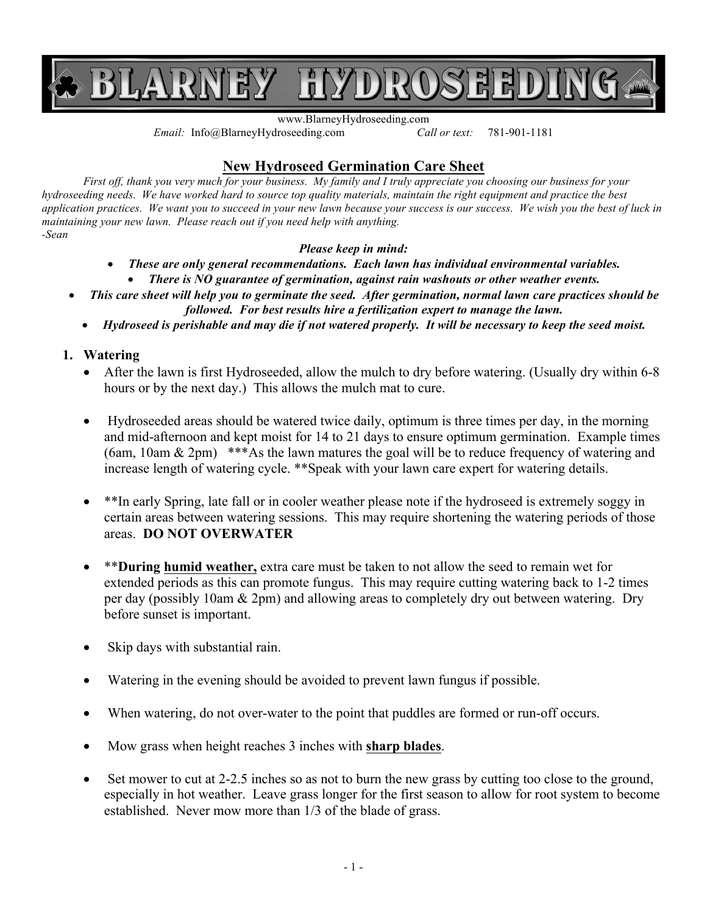# BLARNEY HYDROSEEDING

www.BlarneyHydroseeding.com

*Email:* Info@BlarneyHydroseeding.com *Call or text:* 781-901-1181

## New Hydroseed Germination Care Sheet

*First off, thank you very much for your business. My family and I truly appreciate you choosing our business for your hydroseeding needs. We have worked hard to source top quality materials, maintain the right equipment and practice the best application practices. We want you to succeed in your new lawn because your success is our success. We wish you the best of luck in maintaining your new lawn. Please reach out if you need help with anything.*
*-Sean*

***Please keep in mind:***

- ***These are only general recommendations. Each lawn has individual environmental variables.***
- ***There is NO guarantee of germination, against rain washouts or other weather events.***
- ***This care sheet will help you to germinate the seed. After germination, normal lawn care practices should be followed. For best results hire a fertilization expert to manage the lawn.***
- ***Hydroseed is perishable and may die if not watered properly. It will be necessary to keep the seed moist.***

1. **Watering**
   - After the lawn is first Hydroseeded, allow the mulch to dry before watering. (Usually dry within 6-8 hours or by the next day.) This allows the mulch mat to cure.
   - Hydroseeded areas should be watered twice daily, optimum is three times per day, in the morning and mid-afternoon and kept moist for 14 to 21 days to ensure optimum germination. Example times (6am, 10am & 2pm) ***As the lawn matures the goal will be to reduce frequency of watering and increase length of watering cycle. **Speak with your lawn care expert for watering details.
   - **In early Spring, late fall or in cooler weather please note if the hydroseed is extremely soggy in certain areas between watering sessions. This may require shortening the watering periods of those areas. **DO NOT OVERWATER**
   - ****During <u>humid weather,</u>** extra care must be taken to not allow the seed to remain wet for extended periods as this can promote fungus. This may require cutting watering back to 1-2 times per day (possibly 10am & 2pm) and allowing areas to completely dry out between watering. Dry before sunset is important.
   - Skip days with substantial rain.
   - Watering in the evening should be avoided to prevent lawn fungus if possible.
   - When watering, do not over-water to the point that puddles are formed or run-off occurs.
   - Mow grass when height reaches 3 inches with **<u>sharp blades</u>**.
   - Set mower to cut at 2-2.5 inches so as not to burn the new grass by cutting too close to the ground, especially in hot weather. Leave grass longer for the first season to allow for root system to become established. Never mow more than 1/3 of the blade of grass.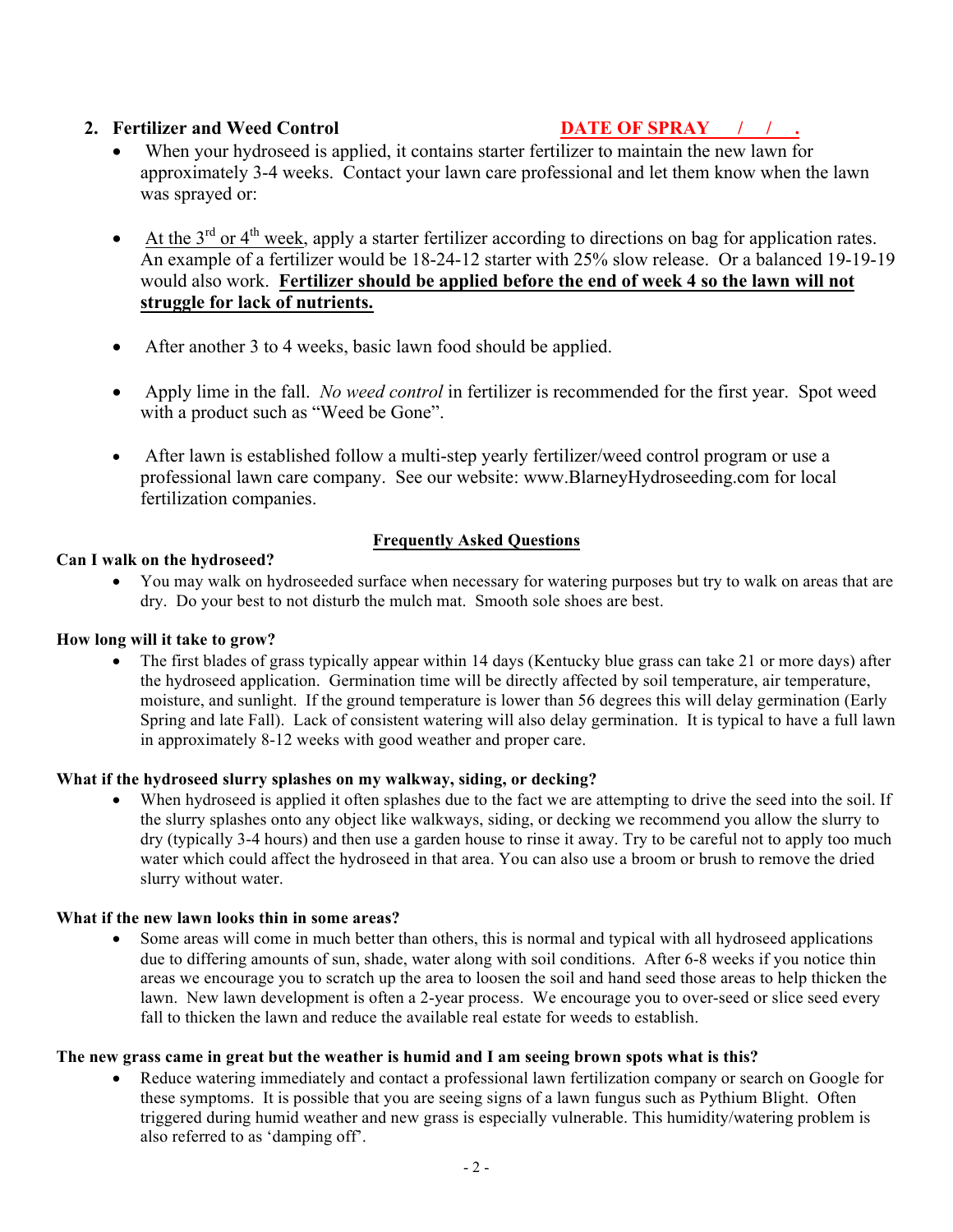## 2. Fertilizer and Weed Control

**DATE OF SPRAY / / .**

- When your hydroseed is applied, it contains starter fertilizer to maintain the new lawn for approximately 3-4 weeks. Contact your lawn care professional and let them know when the lawn was sprayed or:

- At the 3rd or 4th week, apply a starter fertilizer according to directions on bag for application rates. An example of a fertilizer would be 18-24-12 starter with 25% slow release. Or a balanced 19-19-19 would also work. **Fertilizer should be applied before the end of week 4 so the lawn will not struggle for lack of nutrients.**

- After another 3 to 4 weeks, basic lawn food should be applied.

- Apply lime in the fall. *No weed control* in fertilizer is recommended for the first year. Spot weed with a product such as "Weed be Gone".

- After lawn is established follow a multi-step yearly fertilizer/weed control program or use a professional lawn care company. See our website: www.BlarneyHydroseeding.com for local fertilization companies.

## Frequently Asked Questions

**Can I walk on the hydroseed?**

- You may walk on hydroseeded surface when necessary for watering purposes but try to walk on areas that are dry. Do your best to not disturb the mulch mat. Smooth sole shoes are best.

**How long will it take to grow?**

- The first blades of grass typically appear within 14 days (Kentucky blue grass can take 21 or more days) after the hydroseed application. Germination time will be directly affected by soil temperature, air temperature, moisture, and sunlight. If the ground temperature is lower than 56 degrees this will delay germination (Early Spring and late Fall). Lack of consistent watering will also delay germination. It is typical to have a full lawn in approximately 8-12 weeks with good weather and proper care.

**What if the hydroseed slurry splashes on my walkway, siding, or decking?**

- When hydroseed is applied it often splashes due to the fact we are attempting to drive the seed into the soil. If the slurry splashes onto any object like walkways, siding, or decking we recommend you allow the slurry to dry (typically 3-4 hours) and then use a garden house to rinse it away. Try to be careful not to apply too much water which could affect the hydroseed in that area. You can also use a broom or brush to remove the dried slurry without water.

**What if the new lawn looks thin in some areas?**

- Some areas will come in much better than others, this is normal and typical with all hydroseed applications due to differing amounts of sun, shade, water along with soil conditions. After 6-8 weeks if you notice thin areas we encourage you to scratch up the area to loosen the soil and hand seed those areas to help thicken the lawn. New lawn development is often a 2-year process. We encourage you to over-seed or slice seed every fall to thicken the lawn and reduce the available real estate for weeds to establish.

**The new grass came in great but the weather is humid and I am seeing brown spots what is this?**

- Reduce watering immediately and contact a professional lawn fertilization company or search on Google for these symptoms. It is possible that you are seeing signs of a lawn fungus such as Pythium Blight. Often triggered during humid weather and new grass is especially vulnerable. This humidity/watering problem is also referred to as 'damping off'.